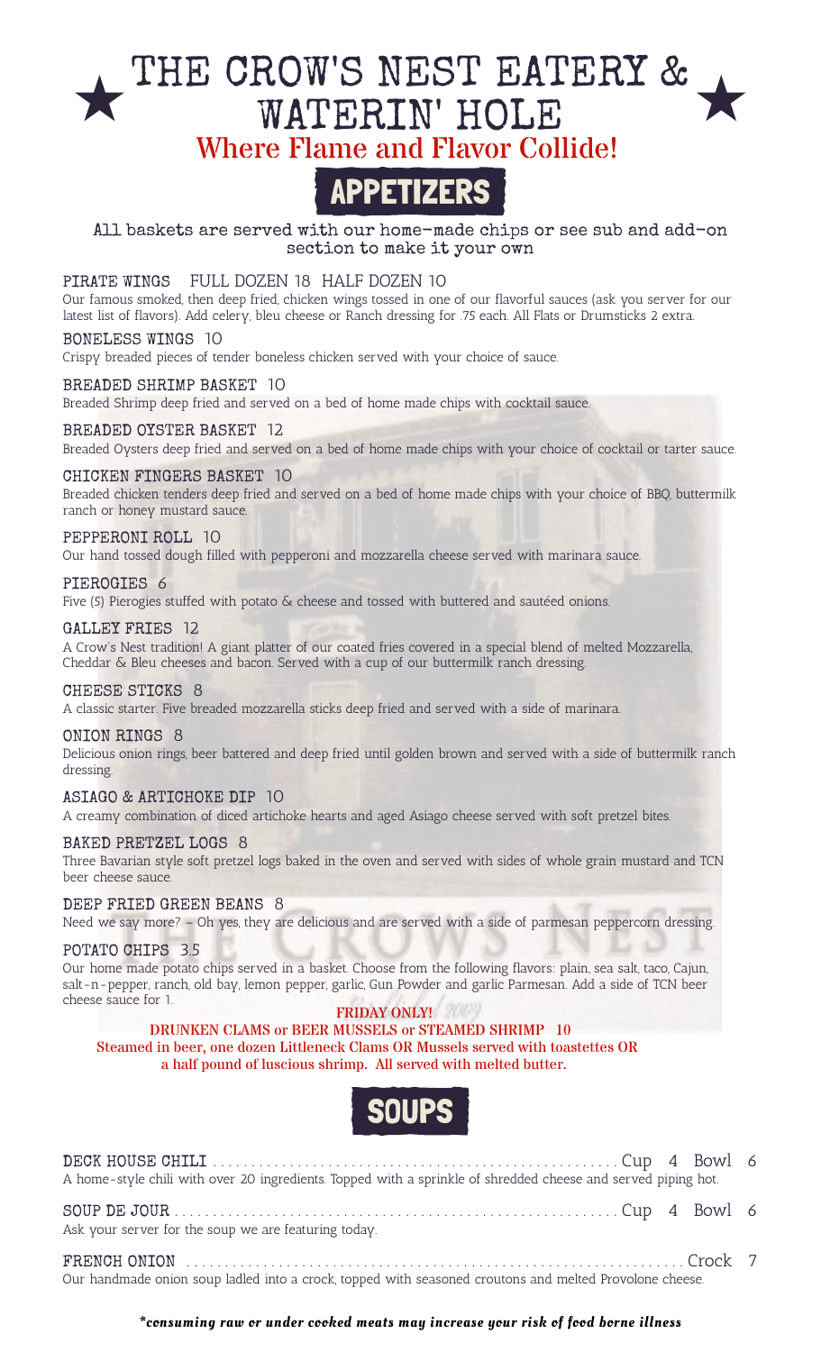# ★ THE CROW'S NEST EATERY & WATERIN' HOLE ★

## Where Flame and Flavor Collide!

## APPETIZERS

All baskets are served with our home-made chips or see sub and add-on section to make it your own

**PIRATE WINGS** FULL DOZEN 18 HALF DOZEN 10
Our famous smoked, then deep fried, chicken wings tossed in one of our flavorful sauces (ask you server for our latest list of flavors). Add celery, bleu cheese or Ranch dressing for .75 each. All Flats or Drumsticks 2 extra.

**BONELESS WINGS** 10
Crispy breaded pieces of tender boneless chicken served with your choice of sauce.

**BREADED SHRIMP BASKET** 10
Breaded Shrimp deep fried and served on a bed of home made chips with cocktail sauce.

**BREADED OYSTER BASKET** 12
Breaded Oysters deep fried and served on a bed of home made chips with your choice of cocktail or tarter sauce.

**CHICKEN FINGERS BASKET** 10
Breaded chicken tenders deep fried and served on a bed of home made chips with your choice of BBQ, buttermilk ranch or honey mustard sauce.

**PEPPERONI ROLL** 10
Our hand tossed dough filled with pepperoni and mozzarella cheese served with marinara sauce.

**PIEROGIES** 6
Five (5) Pierogies stuffed with potato & cheese and tossed with buttered and sautéed onions.

**GALLEY FRIES** 12
A Crow's Nest tradition! A giant platter of our coated fries covered in a special blend of melted Mozzarella, Cheddar & Bleu cheeses and bacon. Served with a cup of our buttermilk ranch dressing.

**CHEESE STICKS** 8
A classic starter. Five breaded mozzarella sticks deep fried and served with a side of marinara.

**ONION RINGS** 8
Delicious onion rings, beer battered and deep fried until golden brown and served with a side of buttermilk ranch dressing.

**ASIAGO & ARTICHOKE DIP** 10
A creamy combination of diced artichoke hearts and aged Asiago cheese served with soft pretzel bites.

**BAKED PRETZEL LOGS** 8
Three Bavarian style soft pretzel logs baked in the oven and served with sides of whole grain mustard and TCN beer cheese sauce.

**DEEP FRIED GREEN BEANS** 8
Need we say more? – Oh yes, they are delicious and are served with a side of parmesan peppercorn dressing.

**POTATO CHIPS** 3.5
Our home made potato chips served in a basket. Choose from the following flavors: plain, sea salt, taco, Cajun, salt-n-pepper, ranch, old bay, lemon pepper, garlic, Gun Powder and garlic Parmesan. Add a side of TCN beer cheese sauce for 1.

**FRIDAY ONLY!**
**DRUNKEN CLAMS or BEER MUSSELS or STEAMED SHRIMP 10**
Steamed in beer, one dozen Littleneck Clams OR Mussels served with toastettes OR a half pound of luscious shrimp. All served with melted butter.

## SOUPS

**DECK HOUSE CHILI** .......... Cup 4 Bowl 6
A home-style chili with over 20 ingredients. Topped with a sprinkle of shredded cheese and served piping hot.

**SOUP DE JOUR** .......... Cup 4 Bowl 6
Ask your server for the soup we are featuring today.

**FRENCH ONION** .......... Crock 7
Our handmade onion soup ladled into a crock, topped with seasoned croutons and melted Provolone cheese.

*\*consuming raw or under cooked meats may increase your risk of food borne illness*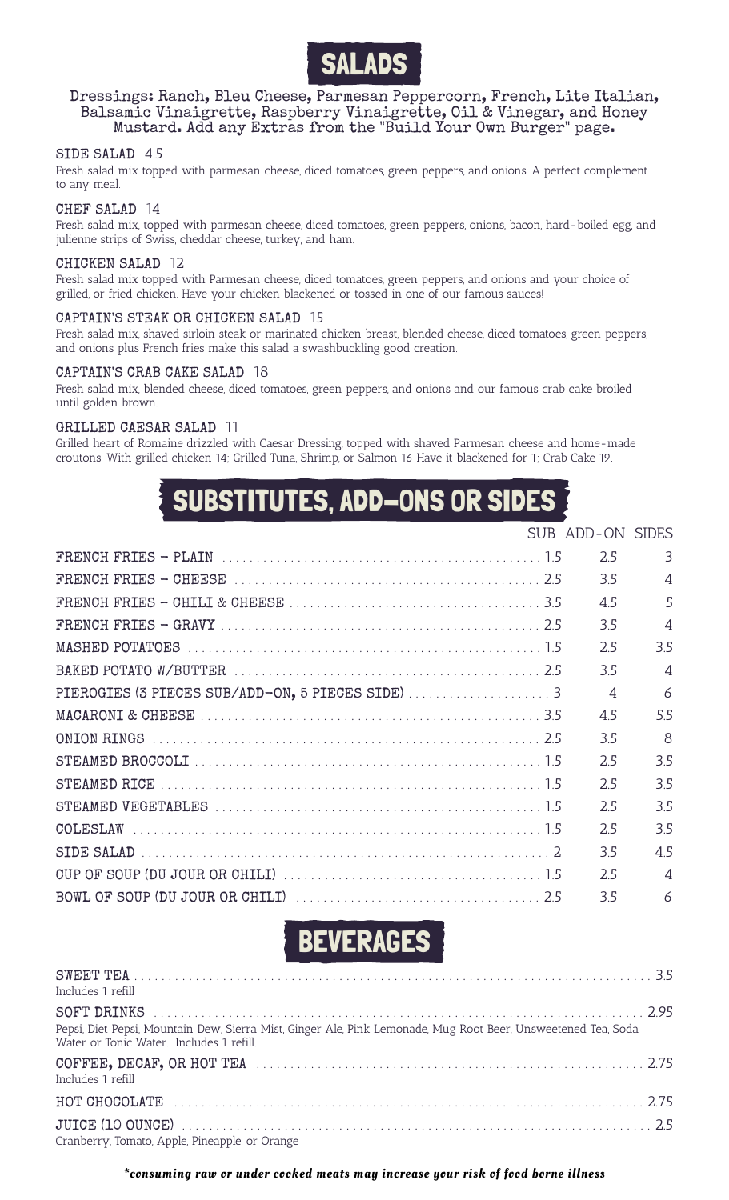# SALADS

**Dressings: Ranch, Bleu Cheese, Parmesan Peppercorn, French, Lite Italian, Balsamic Vinaigrette, Raspberry Vinaigrette, Oil & Vinegar, and Honey Mustard. Add any Extras from the "Build Your Own Burger" page.**

### SIDE SALAD 4.5

Fresh salad mix topped with parmesan cheese, diced tomatoes, green peppers, and onions. A perfect complement to any meal.

### CHEF SALAD 14

Fresh salad mix, topped with parmesan cheese, diced tomatoes, green peppers, onions, bacon, hard-boiled egg, and julienne strips of Swiss, cheddar cheese, turkey, and ham.

### CHICKEN SALAD 12

Fresh salad mix topped with Parmesan cheese, diced tomatoes, green peppers, and onions and your choice of grilled, or fried chicken. Have your chicken blackened or tossed in one of our famous sauces!

### CAPTAIN'S STEAK OR CHICKEN SALAD 15

Fresh salad mix, shaved sirloin steak or marinated chicken breast, blended cheese, diced tomatoes, green peppers, and onions plus French fries make this salad a swashbuckling good creation.

### CAPTAIN'S CRAB CAKE SALAD 18

Fresh salad mix, blended cheese, diced tomatoes, green peppers, and onions and our famous crab cake broiled until golden brown.

### GRILLED CAESAR SALAD 11

Grilled heart of Romaine drizzled with Caesar Dressing, topped with shaved Parmesan cheese and home-made croutons. With grilled chicken 14; Grilled Tuna, Shrimp, or Salmon 16 Have it blackened for 1; Crab Cake 19.

# SUBSTITUTES, ADD-ONS OR SIDES

| | SUB | ADD-ON | SIDES |
|---|---|---|---|
| FRENCH FRIES – PLAIN | 1.5 | 2.5 | 3 |
| FRENCH FRIES – CHEESE | 2.5 | 3.5 | 4 |
| FRENCH FRIES – CHILI & CHEESE | 3.5 | 4.5 | 5 |
| FRENCH FRIES – GRAVY | 2.5 | 3.5 | 4 |
| MASHED POTATOES | 1.5 | 2.5 | 3.5 |
| BAKED POTATO W/BUTTER | 2.5 | 3.5 | 4 |
| PIEROGIES (3 PIECES SUB/ADD-ON, 5 PIECES SIDE) | 3 | 4 | 6 |
| MACARONI & CHEESE | 3.5 | 4.5 | 5.5 |
| ONION RINGS | 2.5 | 3.5 | 8 |
| STEAMED BROCCOLI | 1.5 | 2.5 | 3.5 |
| STEAMED RICE | 1.5 | 2.5 | 3.5 |
| STEAMED VEGETABLES | 1.5 | 2.5 | 3.5 |
| COLESLAW | 1.5 | 2.5 | 3.5 |
| SIDE SALAD | 2 | 3.5 | 4.5 |
| CUP OF SOUP (DU JOUR OR CHILI) | 1.5 | 2.5 | 4 |
| BOWL OF SOUP (DU JOUR OR CHILI) | 2.5 | 3.5 | 6 |

# BEVERAGES

**SWEET TEA** ........ 3.5
Includes 1 refill

**SOFT DRINKS** ........ 2.95
Pepsi, Diet Pepsi, Mountain Dew, Sierra Mist, Ginger Ale, Pink Lemonade, Mug Root Beer, Unsweetened Tea, Soda Water or Tonic Water. Includes 1 refill.

**COFFEE, DECAF, OR HOT TEA** ........ 2.75
Includes 1 refill

**HOT CHOCOLATE** ........ 2.75

**JUICE (10 OUNCE)** ........ 2.5
Cranberry, Tomato, Apple, Pineapple, or Orange

*\*consuming raw or under cooked meats may increase your risk of food borne illness*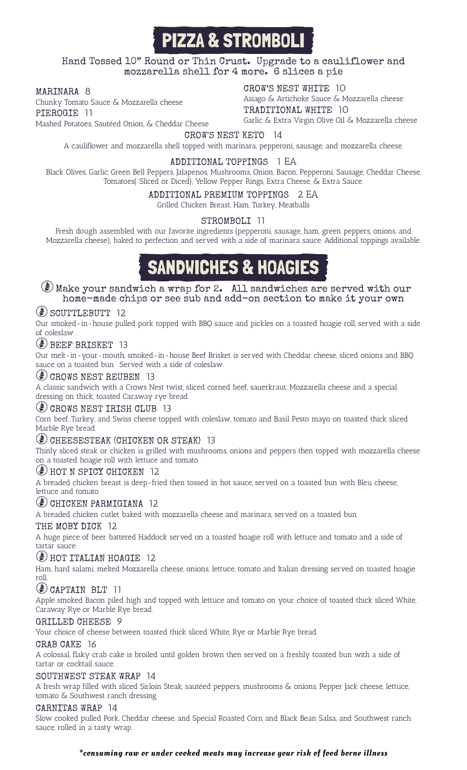# PIZZA & STROMBOLI

**Hand Tossed 10" Round or Thin Crust. Upgrade to a cauliflower and mozzarella shell for 4 more. 6 slices a pie**

**MARINARA** 8
Chunky Tomato Sauce & Mozzarella cheese

**PIEROGIE** 11
Mashed Potatoes, Sautéed Onion, & Cheddar Cheese

**CROW'S NEST WHITE** 10
Asiago & Artichoke Sauce & Mozzarella cheese

**TRADITIONAL WHITE** 10
Garlic & Extra Virgin Olive Oil & Mozzarella cheese

**CROW'S NEST KETO** 14
A cauliflower and mozzarella shell topped with marinara, pepperoni, sausage, and mozzarella cheese.

**ADDITIONAL TOPPINGS** 1 EA
Black Olives, Garlic, Green Bell Peppers, Jalapenos, Mushrooms, Onion, Bacon, Pepperoni, Sausage, Cheddar Cheese, Tomatoes( Sliced or Diced), Yellow Pepper Rings, Extra Cheese, & Extra Sauce.

**ADDITIONAL PREMIUM TOPPINGS** 2 EA
Grilled Chicken Breast, Ham, Turkey, Meatballs

**STROMBOLI** 11
Fresh dough assembled with our favorite ingredients (pepperoni, sausage, ham, green peppers, onions, and Mozzarella cheese), baked to perfection and served with a side of marinara sauce. Additional toppings available.

# SANDWICHES & HOAGIES

**Make your sandwich a wrap for 2. All sandwiches are served with our home-made chips or see sub and add-on section to make it your own**

**SCUTTLEBUTT** 12
Our smoked-in-house pulled pork topped with BBQ sauce and pickles on a toasted hoagie roll, served with a side of coleslaw .

**BEEF BRISKET** 13
Our melt-in-your-mouth, smoked-in-house Beef Brisket is served with Cheddar cheese, sliced onions and BBQ sauce on a toasted bun. Served with a side of coleslaw.

**CROWS NEST REUBEN** 13
A classic sandwich with a Crows Nest twist, sliced corned beef, sauerkraut, Mozzarella cheese and a special dressing on thick, toasted Caraway rye bread.

**CROWS NEST IRISH CLUB** 13
Corn beef, Turkey, and Swiss cheese topped with coleslaw, tomato and Basil Pesto mayo on toasted thick sliced Marble Rye bread.

**CHEESESTEAK (CHICKEN OR STEAK)** 13
Thinly sliced steak or chicken is grilled with mushrooms, onions and peppers then topped with mozzarella cheese on a toasted hoagie roll with lettuce and tomato.

**HOT N SPICY CHICKEN** 12
A breaded chicken breast is deep-fried then tossed in hot sauce, served on a toasted bun with Bleu cheese, lettuce and tomato.

**CHICKEN PARMIGIANA** 12
A breaded chicken cutlet baked with mozzarella cheese and marinara, served on a toasted bun.

**THE MOBY DICK** 12
A huge piece of beer battered Haddock served on a toasted hoagie roll with lettuce and tomato and a side of tartar sauce.

**HOT ITALIAN HOAGIE** 12
Ham, hard salami, melted Mozzarella cheese, onions, lettuce, tomato and Italian dressing served on toasted hoagie roll.

**CAPTAIN BLT** 11
Apple smoked Bacon piled high and topped with lettuce and tomato on your choice of toasted thick sliced White, Caraway Rye or Marble Rye bread.

**GRILLED CHEESE** 9
Your choice of cheese between toasted thick sliced White, Rye or Marble Rye bread.

**CRAB CAKE** 16
A colossal, flaky crab cake is broiled until golden brown then served on a freshly toasted bun with a side of tartar or cocktail sauce.

**SOUTHWEST STEAK WRAP** 14
A fresh wrap filled with sliced Sirloin Steak, sautéed peppers, mushrooms & onions, Pepper Jack cheese, lettuce, tomato & Southwest ranch dressing

**CARNITAS WRAP** 14
Slow cooked pulled Pork, Cheddar cheese, and Special Roasted Corn and Black Bean Salsa, and Southwest ranch sauce, rolled in a tasty wrap.

*\*consuming raw or under cooked meats may increase your risk of food borne illness*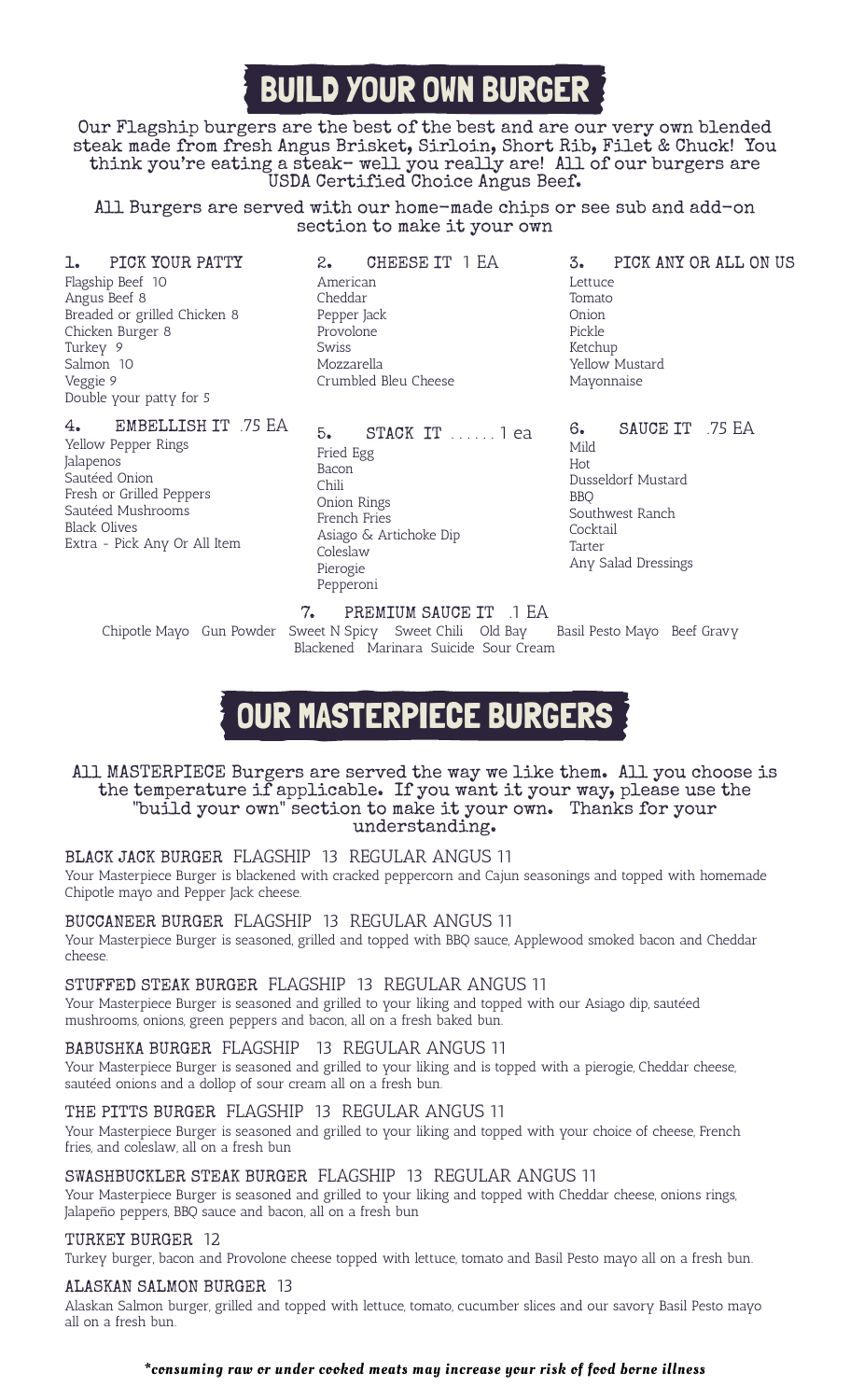# BUILD YOUR OWN BURGER

Our Flagship burgers are the best of the best and are our very own blended steak made from fresh Angus Brisket, Sirloin, Short Rib, Filet & Chuck! You think you're eating a steak- well you really are! All of our burgers are USDA Certified Choice Angus Beef.

All Burgers are served with our home-made chips or see sub and add-on section to make it your own

### 1. PICK YOUR PATTY

- Flagship Beef 10
- Angus Beef 8
- Breaded or grilled Chicken 8
- Chicken Burger 8
- Turkey 9
- Salmon 10
- Veggie 9
- Double your patty for 5

### 2. CHEESE IT 1 EA

- American
- Cheddar
- Pepper Jack
- Provolone
- Swiss
- Mozzarella
- Crumbled Bleu Cheese

### 3. PICK ANY OR ALL ON US

- Lettuce
- Tomato
- Onion
- Pickle
- Ketchup
- Yellow Mustard
- Mayonnaise

### 4. EMBELLISH IT .75 EA

- Yellow Pepper Rings
- Jalapenos
- Sautéed Onion
- Fresh or Grilled Peppers
- Sautéed Mushrooms
- Black Olives
- Extra - Pick Any Or All Item

### 5. STACK IT ...... 1 ea

- Fried Egg
- Bacon
- Chili
- Onion Rings
- French Fries
- Asiago & Artichoke Dip
- Coleslaw
- Pierogie
- Pepperoni

### 6. SAUCE IT .75 EA

- Mild
- Hot
- Dusseldorf Mustard
- BBQ
- Southwest Ranch
- Cocktail
- Tartar
- Any Salad Dressings

### 7. PREMIUM SAUCE IT .1 EA

Chipotle Mayo Gun Powder Sweet N Spicy Sweet Chili Old Bay Basil Pesto Mayo Beef Gravy Blackened Marinara Suicide Sour Cream

# OUR MASTERPIECE BURGERS

All MASTERPIECE Burgers are served the way we like them. All you choose is the temperature if applicable. If you want it your way, please use the "build your own" section to make it your own. Thanks for your understanding.

**BLACK JACK BURGER** FLAGSHIP 13 REGULAR ANGUS 11
Your Masterpiece Burger is blackened with cracked peppercorn and Cajun seasonings and topped with homemade Chipotle mayo and Pepper Jack cheese.

**BUCCANEER BURGER** FLAGSHIP 13 REGULAR ANGUS 11
Your Masterpiece Burger is seasoned, grilled and topped with BBQ sauce, Applewood smoked bacon and Cheddar cheese.

**STUFFED STEAK BURGER** FLAGSHIP 13 REGULAR ANGUS 11
Your Masterpiece Burger is seasoned and grilled to your liking and topped with our Asiago dip, sautéed mushrooms, onions, green peppers and bacon, all on a fresh baked bun.

**BABUSHKA BURGER** FLAGSHIP 13 REGULAR ANGUS 11
Your Masterpiece Burger is seasoned and grilled to your liking and is topped with a pierogie, Cheddar cheese, sautéed onions and a dollop of sour cream all on a fresh bun.

**THE PITTS BURGER** FLAGSHIP 13 REGULAR ANGUS 11
Your Masterpiece Burger is seasoned and grilled to your liking and topped with your choice of cheese, French fries, and coleslaw, all on a fresh bun

**SWASHBUCKLER STEAK BURGER** FLAGSHIP 13 REGULAR ANGUS 11
Your Masterpiece Burger is seasoned and grilled to your liking and topped with Cheddar cheese, onions rings, Jalapeño peppers, BBQ sauce and bacon, all on a fresh bun

**TURKEY BURGER** 12
Turkey burger, bacon and Provolone cheese topped with lettuce, tomato and Basil Pesto mayo all on a fresh bun.

**ALASKAN SALMON BURGER** 13
Alaskan Salmon burger, grilled and topped with lettuce, tomato, cucumber slices and our savory Basil Pesto mayo all on a fresh bun.

*\*consuming raw or under cooked meats may increase your risk of food borne illness*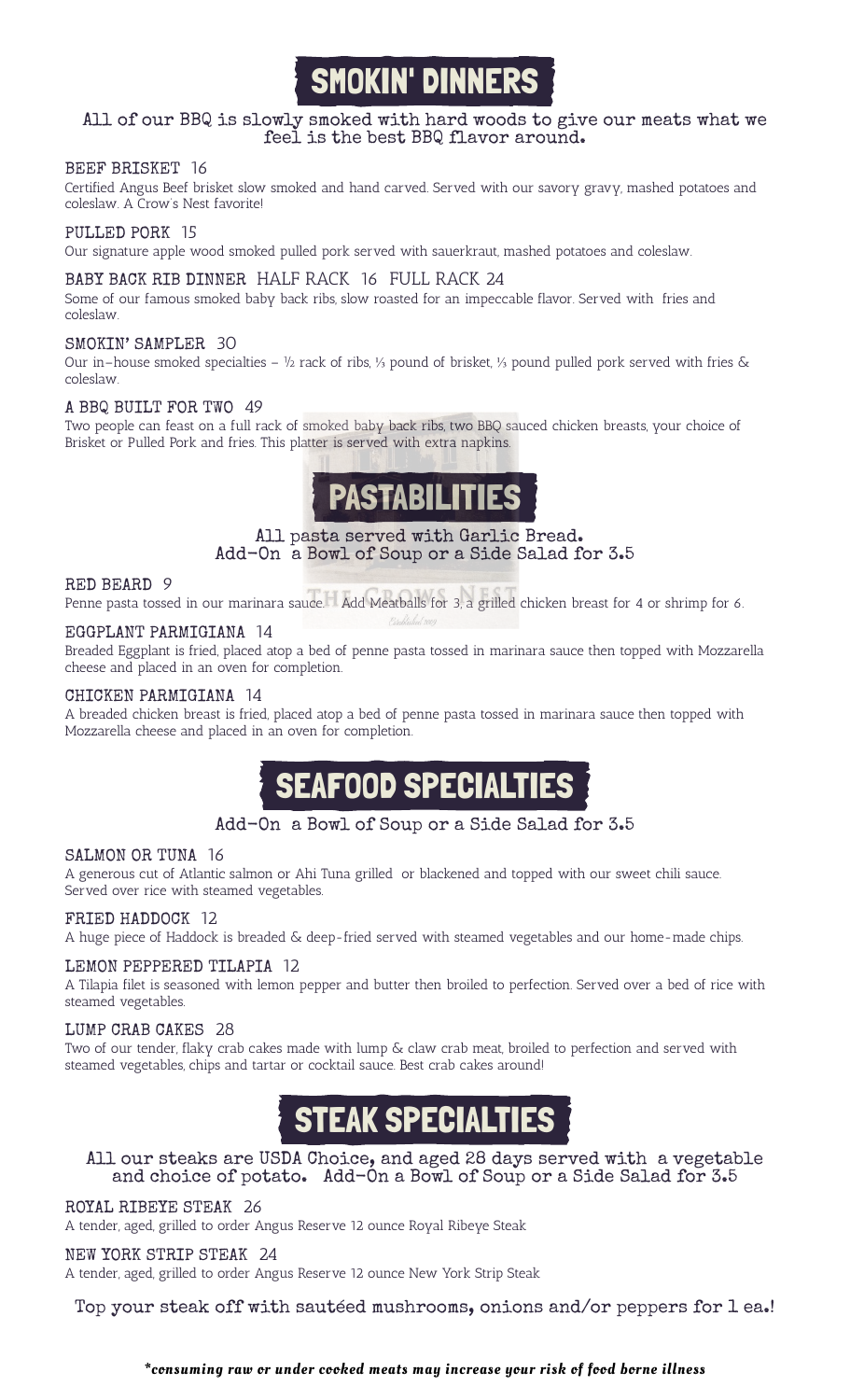# SMOKIN' DINNERS

**All of our BBQ is slowly smoked with hard woods to give our meats what we feel is the best BBQ flavor around.**

### BEEF BRISKET 16

Certified Angus Beef brisket slow smoked and hand carved. Served with our savory gravy, mashed potatoes and coleslaw. A Crow's Nest favorite!

### PULLED PORK 15

Our signature apple wood smoked pulled pork served with sauerkraut, mashed potatoes and coleslaw.

### BABY BACK RIB DINNER HALF RACK 16 FULL RACK 24

Some of our famous smoked baby back ribs, slow roasted for an impeccable flavor. Served with fries and coleslaw.

### SMOKIN' SAMPLER 30

Our in-house smoked specialties – ½ rack of ribs, ⅓ pound of brisket, ⅓ pound pulled pork served with fries & coleslaw.

### A BBQ BUILT FOR TWO 49

Two people can feast on a full rack of smoked baby back ribs, two BBQ sauced chicken breasts, your choice of Brisket or Pulled Pork and fries. This platter is served with extra napkins.

# PASTABILITIES

**All pasta served with Garlic Bread.**
**Add-On a Bowl of Soup or a Side Salad for 3.5**

### RED BEARD 9

Penne pasta tossed in our marinara sauce. Add Meatballs for 3, a grilled chicken breast for 4 or shrimp for 6.

### EGGPLANT PARMIGIANA 14

Breaded Eggplant is fried, placed atop a bed of penne pasta tossed in marinara sauce then topped with Mozzarella cheese and placed in an oven for completion.

### CHICKEN PARMIGIANA 14

A breaded chicken breast is fried, placed atop a bed of penne pasta tossed in marinara sauce then topped with Mozzarella cheese and placed in an oven for completion.

# SEAFOOD SPECIALTIES

**Add-On a Bowl of Soup or a Side Salad for 3.5**

### SALMON OR TUNA 16

A generous cut of Atlantic salmon or Ahi Tuna grilled or blackened and topped with our sweet chili sauce. Served over rice with steamed vegetables.

### FRIED HADDOCK 12

A huge piece of Haddock is breaded & deep-fried served with steamed vegetables and our home-made chips.

### LEMON PEPPERED TILAPIA 12

A Tilapia filet is seasoned with lemon pepper and butter then broiled to perfection. Served over a bed of rice with steamed vegetables.

### LUMP CRAB CAKES 28

Two of our tender, flaky crab cakes made with lump & claw crab meat, broiled to perfection and served with steamed vegetables, chips and tartar or cocktail sauce. Best crab cakes around!

# STEAK SPECIALTIES

**All our steaks are USDA Choice, and aged 28 days served with a vegetable and choice of potato. Add-On a Bowl of Soup or a Side Salad for 3.5**

### ROYAL RIBEYE STEAK 26

A tender, aged, grilled to order Angus Reserve 12 ounce Royal Ribeye Steak

### NEW YORK STRIP STEAK 24

A tender, aged, grilled to order Angus Reserve 12 ounce New York Strip Steak

**Top your steak off with sautéed mushrooms, onions and/or peppers for 1 ea.!**

*\*consuming raw or under cooked meats may increase your risk of food borne illness*